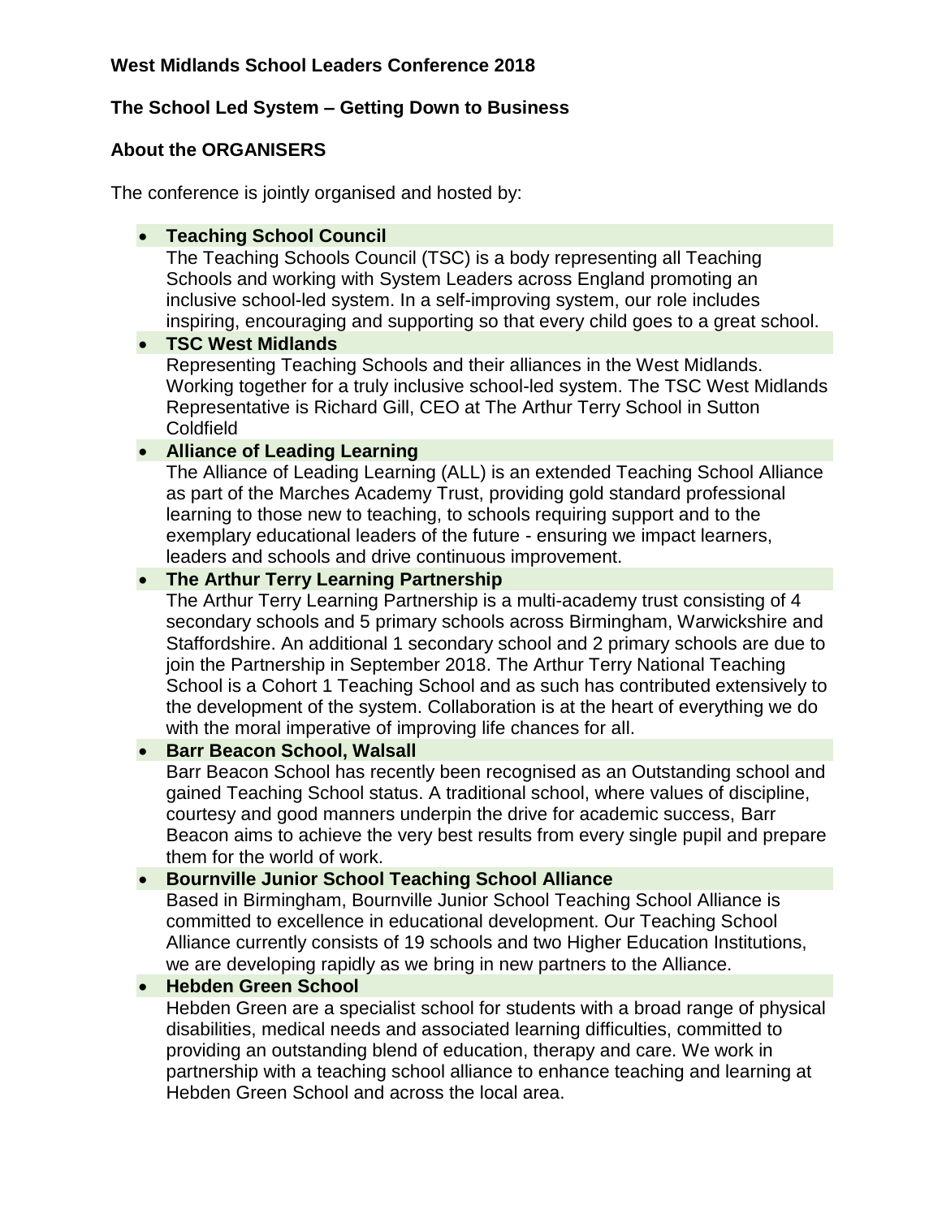**West Midlands School Leaders Conference 2018**

**The School Led System – Getting Down to Business**

**About the ORGANISERS**

The conference is jointly organised and hosted by:

- **Teaching School Council**
  The Teaching Schools Council (TSC) is a body representing all Teaching Schools and working with System Leaders across England promoting an inclusive school-led system. In a self-improving system, our role includes inspiring, encouraging and supporting so that every child goes to a great school.
- **TSC West Midlands**
  Representing Teaching Schools and their alliances in the West Midlands. Working together for a truly inclusive school-led system. The TSC West Midlands Representative is Richard Gill, CEO at The Arthur Terry School in Sutton Coldfield
- **Alliance of Leading Learning**
  The Alliance of Leading Learning (ALL) is an extended Teaching School Alliance as part of the Marches Academy Trust, providing gold standard professional learning to those new to teaching, to schools requiring support and to the exemplary educational leaders of the future - ensuring we impact learners, leaders and schools and drive continuous improvement.
- **The Arthur Terry Learning Partnership**
  The Arthur Terry Learning Partnership is a multi-academy trust consisting of 4 secondary schools and 5 primary schools across Birmingham, Warwickshire and Staffordshire. An additional 1 secondary school and 2 primary schools are due to join the Partnership in September 2018. The Arthur Terry National Teaching School is a Cohort 1 Teaching School and as such has contributed extensively to the development of the system. Collaboration is at the heart of everything we do with the moral imperative of improving life chances for all.
- **Barr Beacon School, Walsall**
  Barr Beacon School has recently been recognised as an Outstanding school and gained Teaching School status. A traditional school, where values of discipline, courtesy and good manners underpin the drive for academic success, Barr Beacon aims to achieve the very best results from every single pupil and prepare them for the world of work.
- **Bournville Junior School Teaching School Alliance**
  Based in Birmingham, Bournville Junior School Teaching School Alliance is committed to excellence in educational development. Our Teaching School Alliance currently consists of 19 schools and two Higher Education Institutions, we are developing rapidly as we bring in new partners to the Alliance.
- **Hebden Green School**
  Hebden Green are a specialist school for students with a broad range of physical disabilities, medical needs and associated learning difficulties, committed to providing an outstanding blend of education, therapy and care. We work in partnership with a teaching school alliance to enhance teaching and learning at Hebden Green School and across the local area.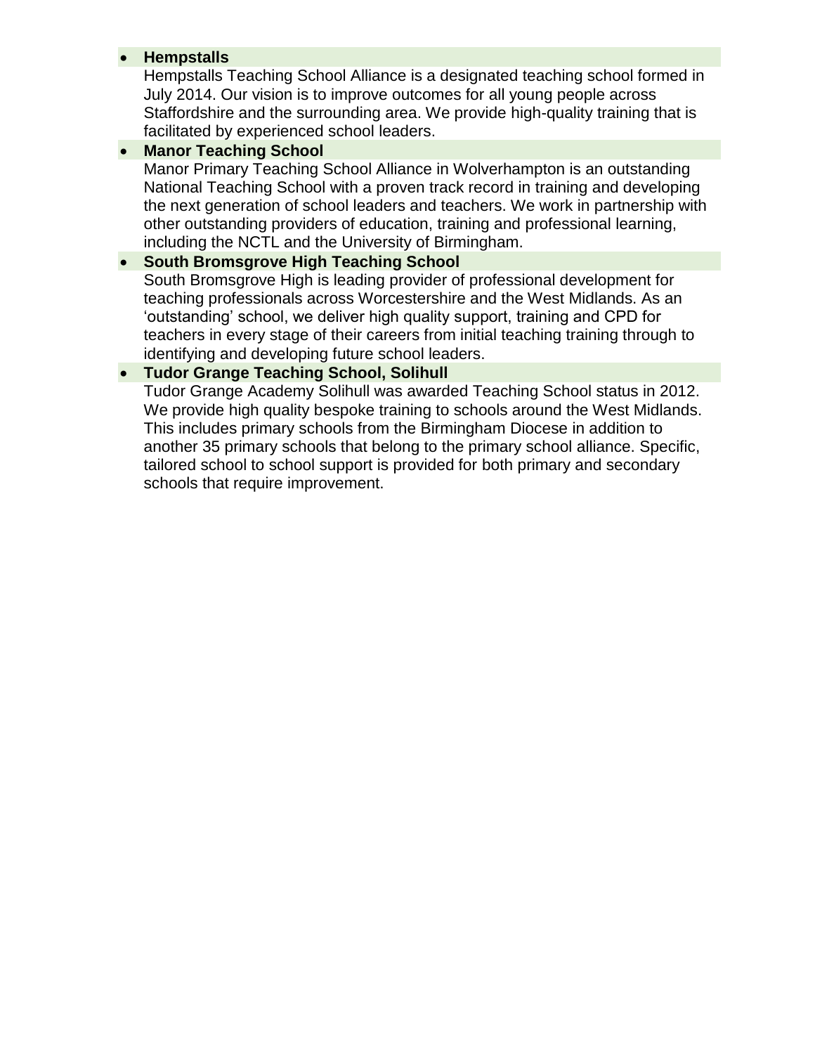- **Hempstalls**

  Hempstalls Teaching School Alliance is a designated teaching school formed in July 2014. Our vision is to improve outcomes for all young people across Staffordshire and the surrounding area. We provide high-quality training that is facilitated by experienced school leaders.

- **Manor Teaching School**

  Manor Primary Teaching School Alliance in Wolverhampton is an outstanding National Teaching School with a proven track record in training and developing the next generation of school leaders and teachers. We work in partnership with other outstanding providers of education, training and professional learning, including the NCTL and the University of Birmingham.

- **South Bromsgrove High Teaching School**

  South Bromsgrove High is leading provider of professional development for teaching professionals across Worcestershire and the West Midlands. As an 'outstanding' school, we deliver high quality support, training and CPD for teachers in every stage of their careers from initial teaching training through to identifying and developing future school leaders.

- **Tudor Grange Teaching School, Solihull**

  Tudor Grange Academy Solihull was awarded Teaching School status in 2012. We provide high quality bespoke training to schools around the West Midlands. This includes primary schools from the Birmingham Diocese in addition to another 35 primary schools that belong to the primary school alliance. Specific, tailored school to school support is provided for both primary and secondary schools that require improvement.